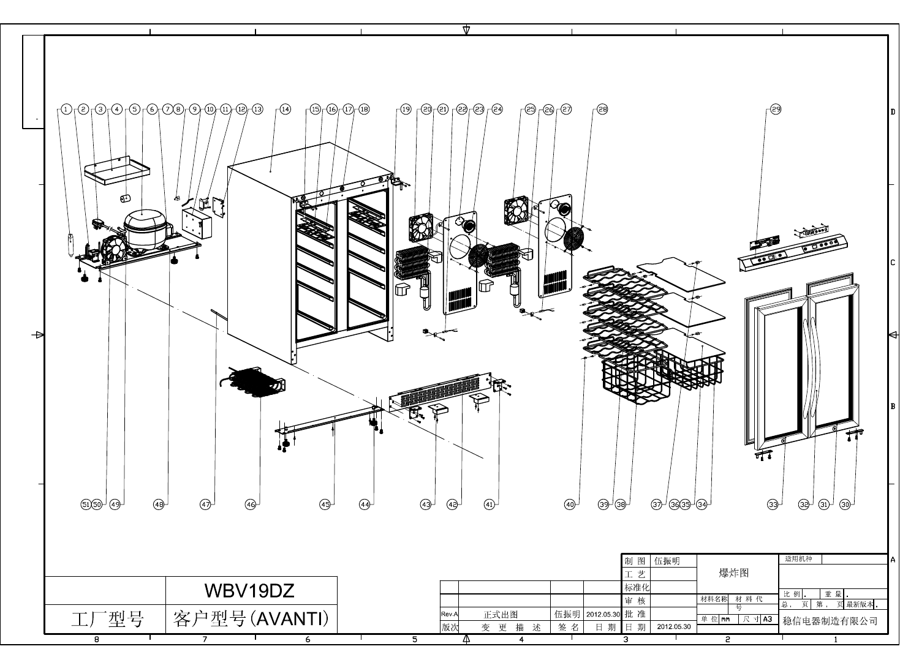爆炸图

WBV19DZ

| 工厂型号 | 客户型号(AVANTI) |
| --- | --- |

| 制图 | 伍振明 |
| --- | --- |
| 工艺 | |
| 标准化 | |
| 审核 | |
| 批准 | |
| 日期 | 2012.05.30 |

| Rev.A | 正式出图 | 伍振明 | 2012.05.30 |
| --- | --- | --- | --- |
| 版次 | 变更描述 | 签名 | 日期 |

材料名称 材料代号

单位 mm 尺寸 A3

适用机种

比例 . 重量 .

总， 页 第， 页 最新版本 .

稳信电器制造有限公司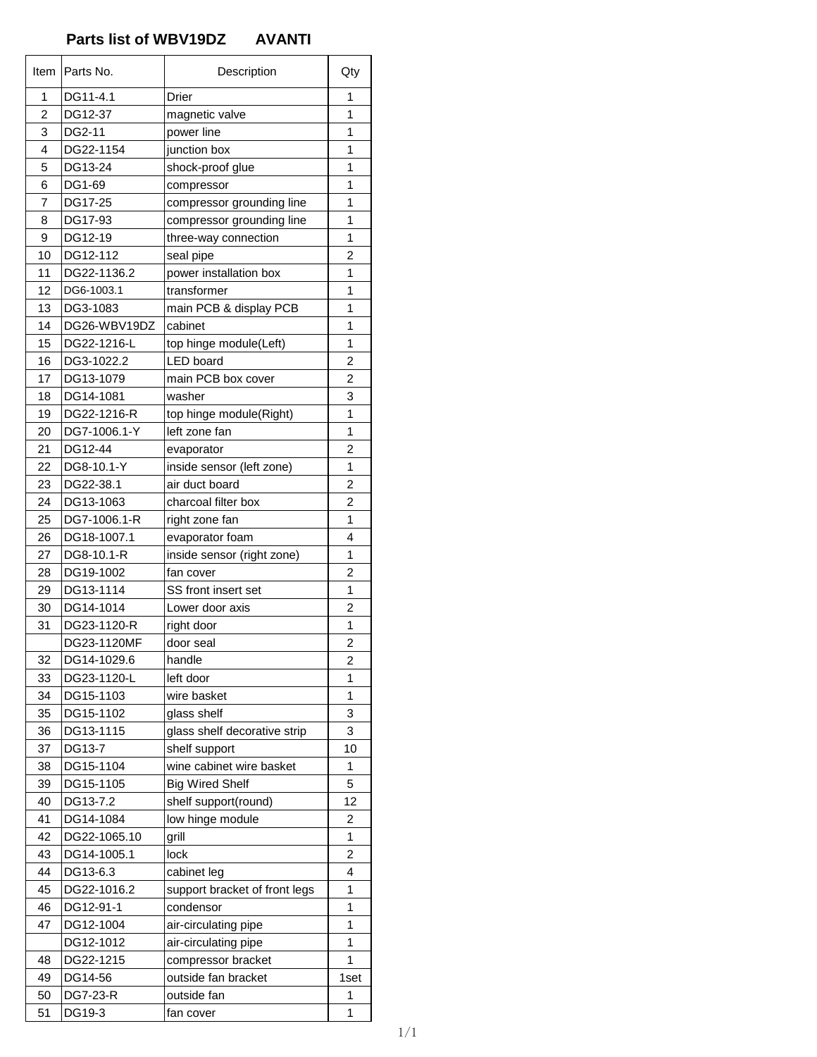# Parts list of WBV19DZ AVANTI

| Item | Parts No. | Description | Qty |
|---|---|---|---|
| 1 | DG11-4.1 | Drier | 1 |
| 2 | DG12-37 | magnetic valve | 1 |
| 3 | DG2-11 | power line | 1 |
| 4 | DG22-1154 | junction box | 1 |
| 5 | DG13-24 | shock-proof glue | 1 |
| 6 | DG1-69 | compressor | 1 |
| 7 | DG17-25 | compressor grounding line | 1 |
| 8 | DG17-93 | compressor grounding line | 1 |
| 9 | DG12-19 | three-way connection | 1 |
| 10 | DG12-112 | seal pipe | 2 |
| 11 | DG22-1136.2 | power installation box | 1 |
| 12 | DG6-1003.1 | transformer | 1 |
| 13 | DG3-1083 | main PCB & display PCB | 1 |
| 14 | DG26-WBV19DZ | cabinet | 1 |
| 15 | DG22-1216-L | top hinge module(Left) | 1 |
| 16 | DG3-1022.2 | LED board | 2 |
| 17 | DG13-1079 | main PCB box cover | 2 |
| 18 | DG14-1081 | washer | 3 |
| 19 | DG22-1216-R | top hinge module(Right) | 1 |
| 20 | DG7-1006.1-Y | left zone fan | 1 |
| 21 | DG12-44 | evaporator | 2 |
| 22 | DG8-10.1-Y | inside sensor (left zone) | 1 |
| 23 | DG22-38.1 | air duct board | 2 |
| 24 | DG13-1063 | charcoal filter box | 2 |
| 25 | DG7-1006.1-R | right zone fan | 1 |
| 26 | DG18-1007.1 | evaporator foam | 4 |
| 27 | DG8-10.1-R | inside sensor (right zone) | 1 |
| 28 | DG19-1002 | fan cover | 2 |
| 29 | DG13-1114 | SS front insert set | 1 |
| 30 | DG14-1014 | Lower door axis | 2 |
| 31 | DG23-1120-R | right door | 1 |
| | DG23-1120MF | door seal | 2 |
| 32 | DG14-1029.6 | handle | 2 |
| 33 | DG23-1120-L | left door | 1 |
| 34 | DG15-1103 | wire basket | 1 |
| 35 | DG15-1102 | glass shelf | 3 |
| 36 | DG13-1115 | glass shelf decorative strip | 3 |
| 37 | DG13-7 | shelf support | 10 |
| 38 | DG15-1104 | wine cabinet wire basket | 1 |
| 39 | DG15-1105 | Big Wired Shelf | 5 |
| 40 | DG13-7.2 | shelf support(round) | 12 |
| 41 | DG14-1084 | low hinge module | 2 |
| 42 | DG22-1065.10 | grill | 1 |
| 43 | DG14-1005.1 | lock | 2 |
| 44 | DG13-6.3 | cabinet leg | 4 |
| 45 | DG22-1016.2 | support bracket of front legs | 1 |
| 46 | DG12-91-1 | condensor | 1 |
| 47 | DG12-1004 | air-circulating pipe | 1 |
| | DG12-1012 | air-circulating pipe | 1 |
| 48 | DG22-1215 | compressor bracket | 1 |
| 49 | DG14-56 | outside fan bracket | 1set |
| 50 | DG7-23-R | outside fan | 1 |
| 51 | DG19-3 | fan cover | 1 |